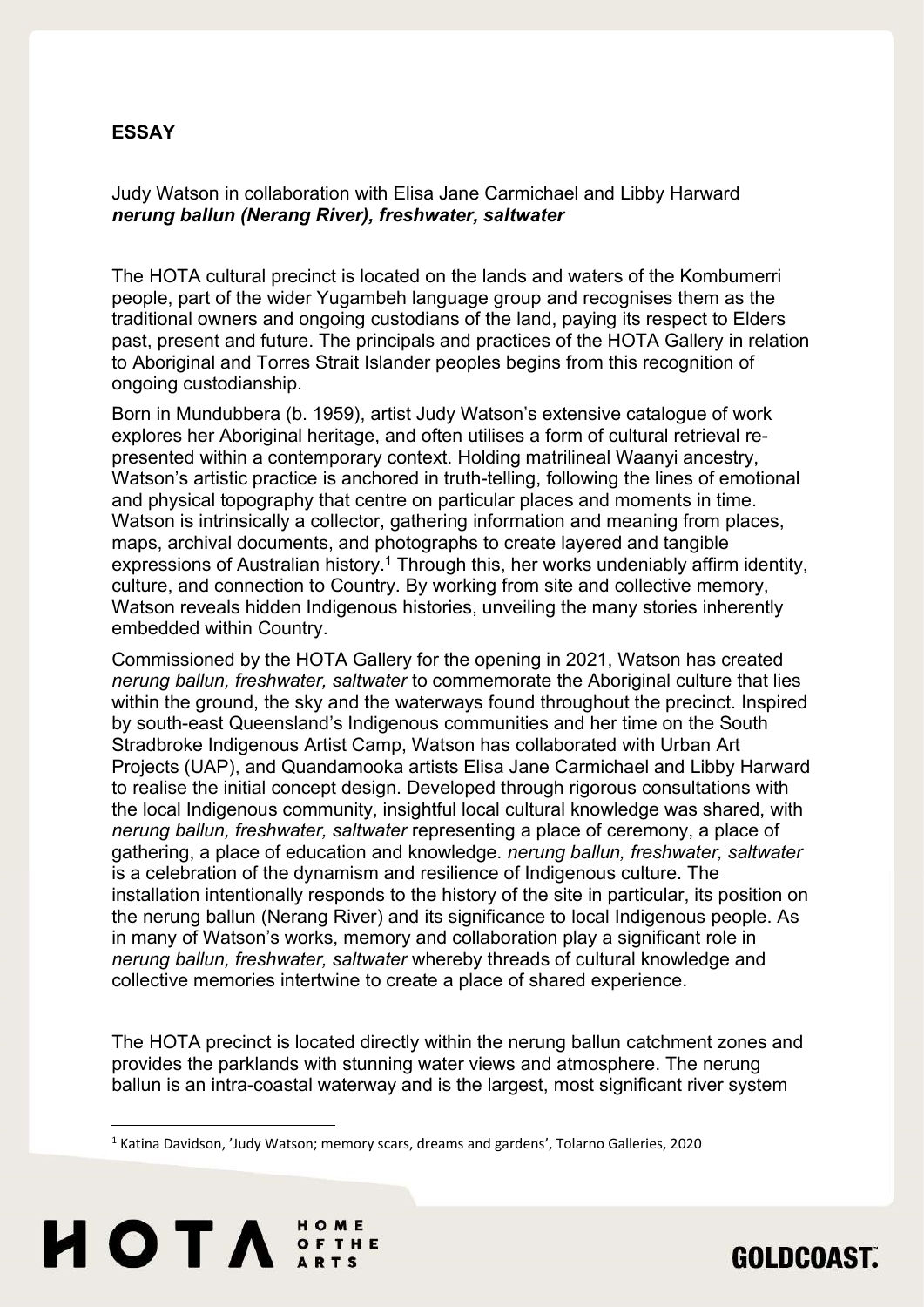## ESSAY

Judy Watson in collaboration with Elisa Jane Carmichael and Libby Harward
***nerung ballun (Nerang River), freshwater, saltwater***

The HOTA cultural precinct is located on the lands and waters of the Kombumerri people, part of the wider Yugambeh language group and recognises them as the traditional owners and ongoing custodians of the land, paying its respect to Elders past, present and future. The principals and practices of the HOTA Gallery in relation to Aboriginal and Torres Strait Islander peoples begins from this recognition of ongoing custodianship.

Born in Mundubbera (b. 1959), artist Judy Watson's extensive catalogue of work explores her Aboriginal heritage, and often utilises a form of cultural retrieval re-presented within a contemporary context. Holding matrilineal Waanyi ancestry, Watson's artistic practice is anchored in truth-telling, following the lines of emotional and physical topography that centre on particular places and moments in time. Watson is intrinsically a collector, gathering information and meaning from places, maps, archival documents, and photographs to create layered and tangible expressions of Australian history.[1] Through this, her works undeniably affirm identity, culture, and connection to Country. By working from site and collective memory, Watson reveals hidden Indigenous histories, unveiling the many stories inherently embedded within Country.

Commissioned by the HOTA Gallery for the opening in 2021, Watson has created *nerung ballun, freshwater, saltwater* to commemorate the Aboriginal culture that lies within the ground, the sky and the waterways found throughout the precinct. Inspired by south-east Queensland's Indigenous communities and her time on the South Stradbroke Indigenous Artist Camp, Watson has collaborated with Urban Art Projects (UAP), and Quandamooka artists Elisa Jane Carmichael and Libby Harward to realise the initial concept design. Developed through rigorous consultations with the local Indigenous community, insightful local cultural knowledge was shared, with *nerung ballun, freshwater, saltwater* representing a place of ceremony, a place of gathering, a place of education and knowledge. *nerung ballun, freshwater, saltwater* is a celebration of the dynamism and resilience of Indigenous culture. The installation intentionally responds to the history of the site in particular, its position on the nerung ballun (Nerang River) and its significance to local Indigenous people. As in many of Watson's works, memory and collaboration play a significant role in *nerung ballun, freshwater, saltwater* whereby threads of cultural knowledge and collective memories intertwine to create a place of shared experience.

The HOTA precinct is located directly within the nerung ballun catchment zones and provides the parklands with stunning water views and atmosphere. The nerung ballun is an intra-coastal waterway and is the largest, most significant river system

[1] Katina Davidson, 'Judy Watson; memory scars, dreams and gardens', Tolarno Galleries, 2020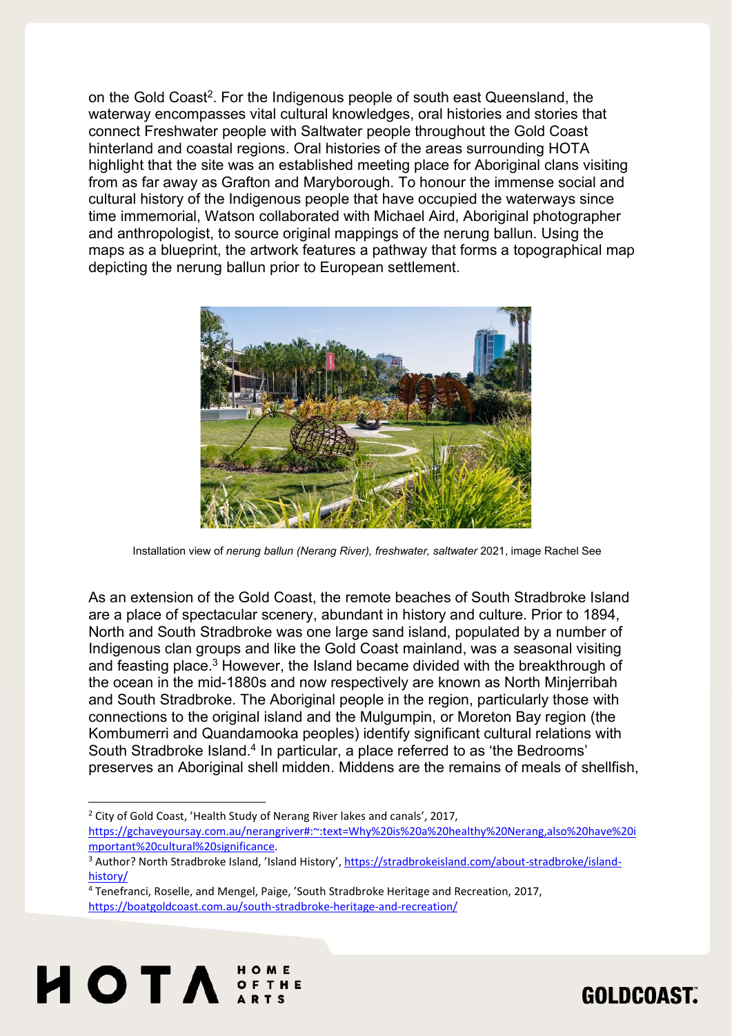on the Gold Coast[2]. For the Indigenous people of south east Queensland, the waterway encompasses vital cultural knowledges, oral histories and stories that connect Freshwater people with Saltwater people throughout the Gold Coast hinterland and coastal regions. Oral histories of the areas surrounding HOTA highlight that the site was an established meeting place for Aboriginal clans visiting from as far away as Grafton and Maryborough. To honour the immense social and cultural history of the Indigenous people that have occupied the waterways since time immemorial, Watson collaborated with Michael Aird, Aboriginal photographer and anthropologist, to source original mappings of the nerung ballun. Using the maps as a blueprint, the artwork features a pathway that forms a topographical map depicting the nerung ballun prior to European settlement.

Installation view of *nerung ballun (Nerang River), freshwater, saltwater* 2021, image Rachel See

As an extension of the Gold Coast, the remote beaches of South Stradbroke Island are a place of spectacular scenery, abundant in history and culture. Prior to 1894, North and South Stradbroke was one large sand island, populated by a number of Indigenous clan groups and like the Gold Coast mainland, was a seasonal visiting and feasting place.[3] However, the Island became divided with the breakthrough of the ocean in the mid-1880s and now respectively are known as North Minjerribah and South Stradbroke. The Aboriginal people in the region, particularly those with connections to the original island and the Mulgumpin, or Moreton Bay region (the Kombumerri and Quandamooka peoples) identify significant cultural relations with South Stradbroke Island.[4] In particular, a place referred to as 'the Bedrooms' preserves an Aboriginal shell midden. Middens are the remains of meals of shellfish,

---

[2] City of Gold Coast, 'Health Study of Nerang River lakes and canals', 2017, https://gchaveyoursay.com.au/nerangriver#:~:text=Why%20is%20a%20healthy%20Nerang,also%20have%20important%20cultural%20significance.

[3] Author? North Stradbroke Island, 'Island History', https://stradbrokeisland.com/about-stradbroke/island-history/

[4] Tenefranci, Roselle, and Mengel, Paige, 'South Stradbroke Heritage and Recreation, 2017, https://boatgoldcoast.com.au/south-stradbroke-heritage-and-recreation/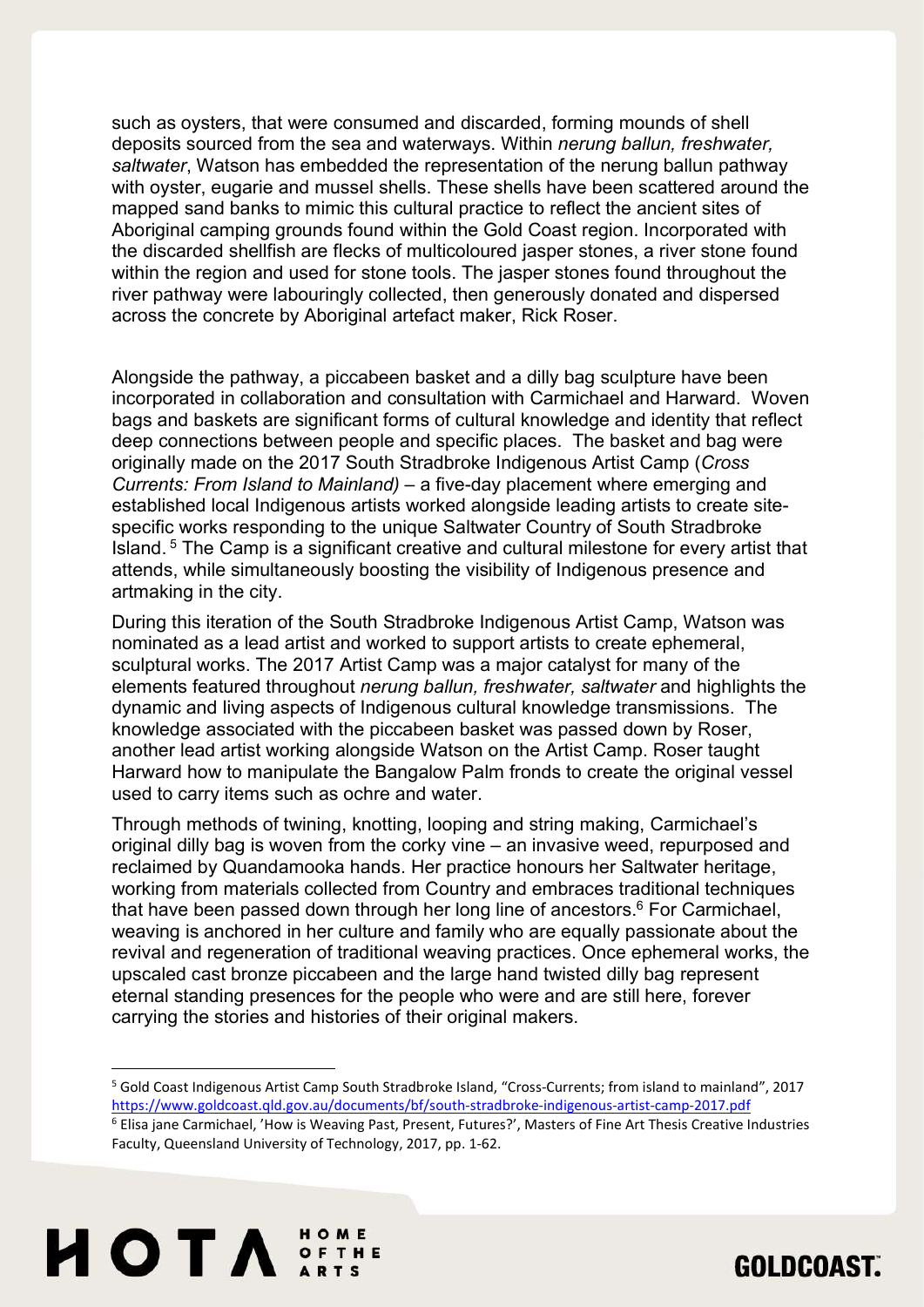such as oysters, that were consumed and discarded, forming mounds of shell deposits sourced from the sea and waterways. Within *nerung ballun, freshwater, saltwater*, Watson has embedded the representation of the nerung ballun pathway with oyster, eugarie and mussel shells. These shells have been scattered around the mapped sand banks to mimic this cultural practice to reflect the ancient sites of Aboriginal camping grounds found within the Gold Coast region. Incorporated with the discarded shellfish are flecks of multicoloured jasper stones, a river stone found within the region and used for stone tools. The jasper stones found throughout the river pathway were labouringly collected, then generously donated and dispersed across the concrete by Aboriginal artefact maker, Rick Roser.

Alongside the pathway, a piccabeen basket and a dilly bag sculpture have been incorporated in collaboration and consultation with Carmichael and Harward. Woven bags and baskets are significant forms of cultural knowledge and identity that reflect deep connections between people and specific places. The basket and bag were originally made on the 2017 South Stradbroke Indigenous Artist Camp (*Cross Currents: From Island to Mainland)* – a five-day placement where emerging and established local Indigenous artists worked alongside leading artists to create site-specific works responding to the unique Saltwater Country of South Stradbroke Island.[5] The Camp is a significant creative and cultural milestone for every artist that attends, while simultaneously boosting the visibility of Indigenous presence and artmaking in the city.

During this iteration of the South Stradbroke Indigenous Artist Camp, Watson was nominated as a lead artist and worked to support artists to create ephemeral, sculptural works. The 2017 Artist Camp was a major catalyst for many of the elements featured throughout *nerung ballun, freshwater, saltwater* and highlights the dynamic and living aspects of Indigenous cultural knowledge transmissions. The knowledge associated with the piccabeen basket was passed down by Roser, another lead artist working alongside Watson on the Artist Camp. Roser taught Harward how to manipulate the Bangalow Palm fronds to create the original vessel used to carry items such as ochre and water.

Through methods of twining, knotting, looping and string making, Carmichael's original dilly bag is woven from the corky vine – an invasive weed, repurposed and reclaimed by Quandamooka hands. Her practice honours her Saltwater heritage, working from materials collected from Country and embraces traditional techniques that have been passed down through her long line of ancestors.[6] For Carmichael, weaving is anchored in her culture and family who are equally passionate about the revival and regeneration of traditional weaving practices. Once ephemeral works, the upscaled cast bronze piccabeen and the large hand twisted dilly bag represent eternal standing presences for the people who were and are still here, forever carrying the stories and histories of their original makers.

---

[5] Gold Coast Indigenous Artist Camp South Stradbroke Island, "Cross-Currents; from island to mainland", 2017 https://www.goldcoast.qld.gov.au/documents/bf/south-stradbroke-indigenous-artist-camp-2017.pdf

[6] Elisa jane Carmichael, 'How is Weaving Past, Present, Futures?', Masters of Fine Art Thesis Creative Industries Faculty, Queensland University of Technology, 2017, pp. 1-62.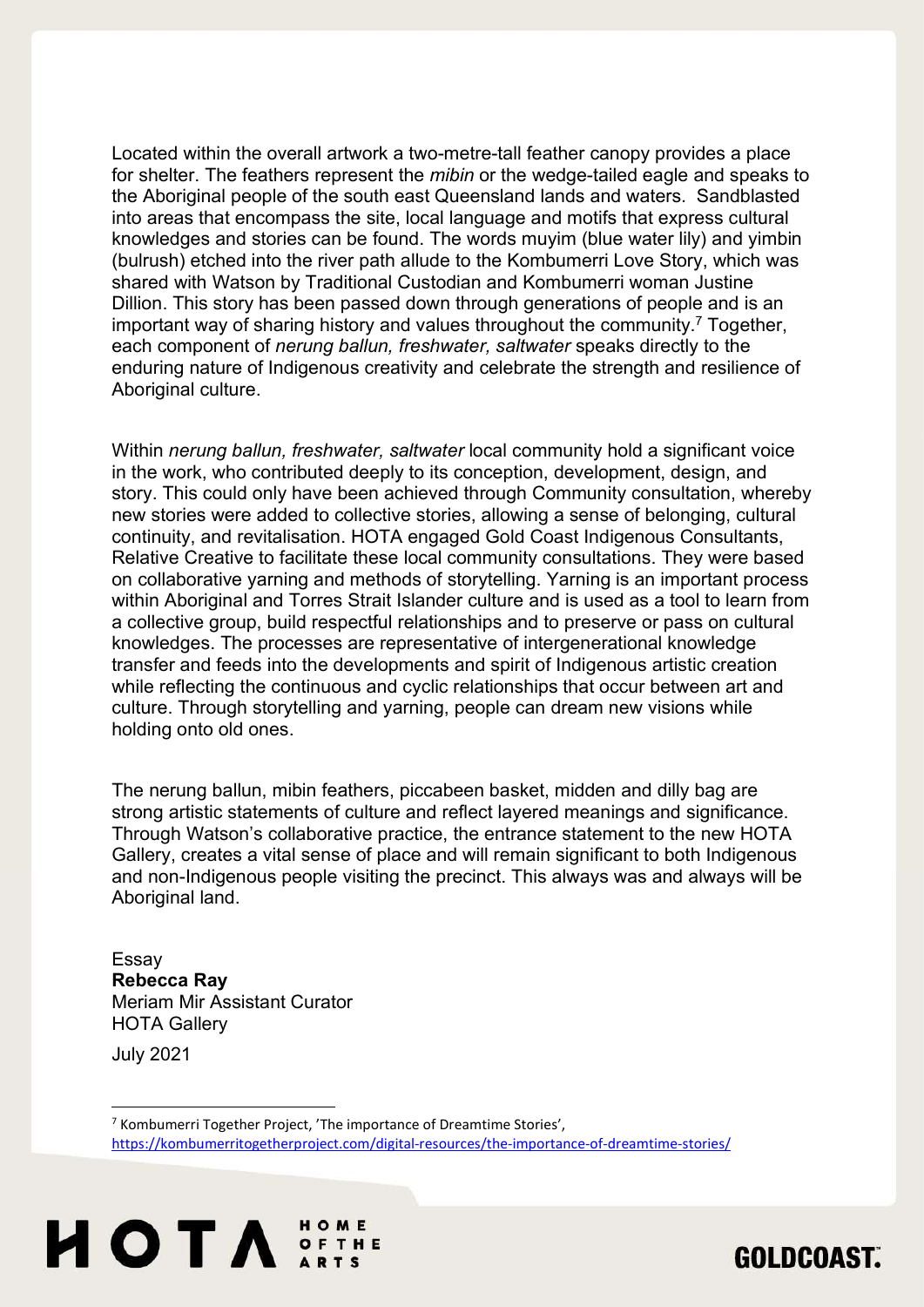Located within the overall artwork a two-metre-tall feather canopy provides a place for shelter. The feathers represent the *mibin* or the wedge-tailed eagle and speaks to the Aboriginal people of the south east Queensland lands and waters. Sandblasted into areas that encompass the site, local language and motifs that express cultural knowledges and stories can be found. The words muyim (blue water lily) and yimbin (bulrush) etched into the river path allude to the Kombumerri Love Story, which was shared with Watson by Traditional Custodian and Kombumerri woman Justine Dillion. This story has been passed down through generations of people and is an important way of sharing history and values throughout the community.[7] Together, each component of *nerung ballun, freshwater, saltwater* speaks directly to the enduring nature of Indigenous creativity and celebrate the strength and resilience of Aboriginal culture.

Within *nerung ballun, freshwater, saltwater* local community hold a significant voice in the work, who contributed deeply to its conception, development, design, and story. This could only have been achieved through Community consultation, whereby new stories were added to collective stories, allowing a sense of belonging, cultural continuity, and revitalisation. HOTA engaged Gold Coast Indigenous Consultants, Relative Creative to facilitate these local community consultations. They were based on collaborative yarning and methods of storytelling. Yarning is an important process within Aboriginal and Torres Strait Islander culture and is used as a tool to learn from a collective group, build respectful relationships and to preserve or pass on cultural knowledges. The processes are representative of intergenerational knowledge transfer and feeds into the developments and spirit of Indigenous artistic creation while reflecting the continuous and cyclic relationships that occur between art and culture. Through storytelling and yarning, people can dream new visions while holding onto old ones.

The nerung ballun, mibin feathers, piccabeen basket, midden and dilly bag are strong artistic statements of culture and reflect layered meanings and significance. Through Watson's collaborative practice, the entrance statement to the new HOTA Gallery, creates a vital sense of place and will remain significant to both Indigenous and non-Indigenous people visiting the precinct. This always was and always will be Aboriginal land.

Essay
**Rebecca Ray**
Meriam Mir Assistant Curator
HOTA Gallery

July 2021

---

[7] Kombumerri Together Project, 'The importance of Dreamtime Stories', https://kombumerritogetherproject.com/digital-resources/the-importance-of-dreamtime-stories/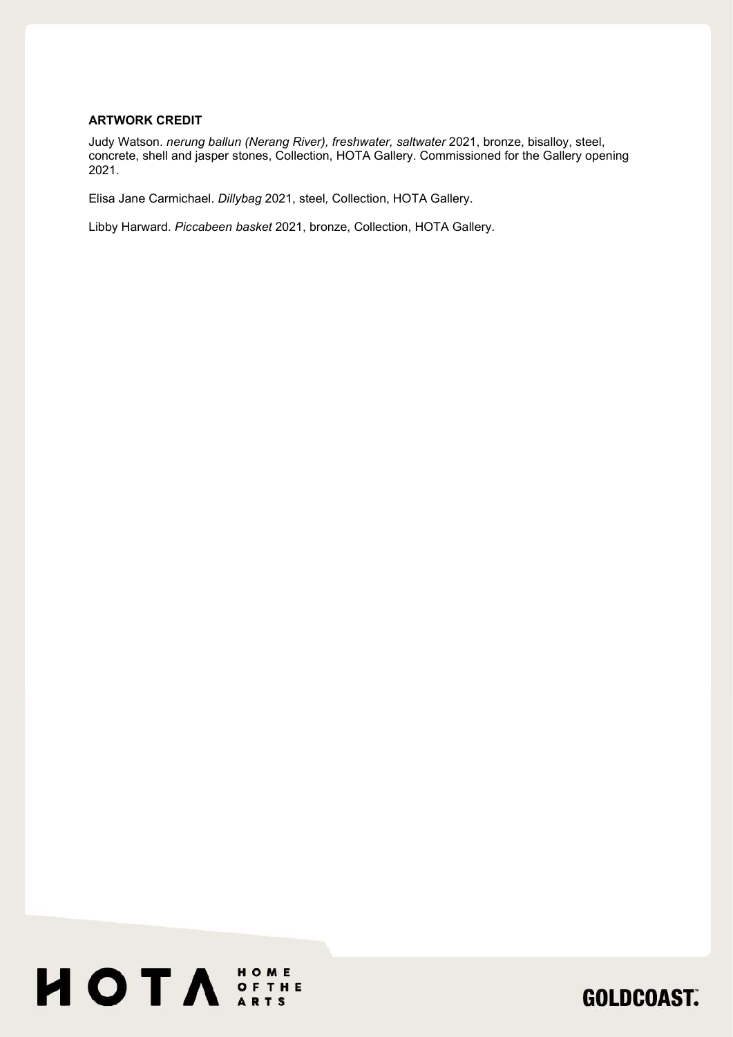**ARTWORK CREDIT**

Judy Watson. *nerung ballun (Nerang River), freshwater, saltwater* 2021, bronze, bisalloy, steel, concrete, shell and jasper stones, Collection, HOTA Gallery. Commissioned for the Gallery opening 2021.

Elisa Jane Carmichael. *Dillybag* 2021, steel, Collection, HOTA Gallery.

Libby Harward. *Piccabeen basket* 2021, bronze, Collection, HOTA Gallery.